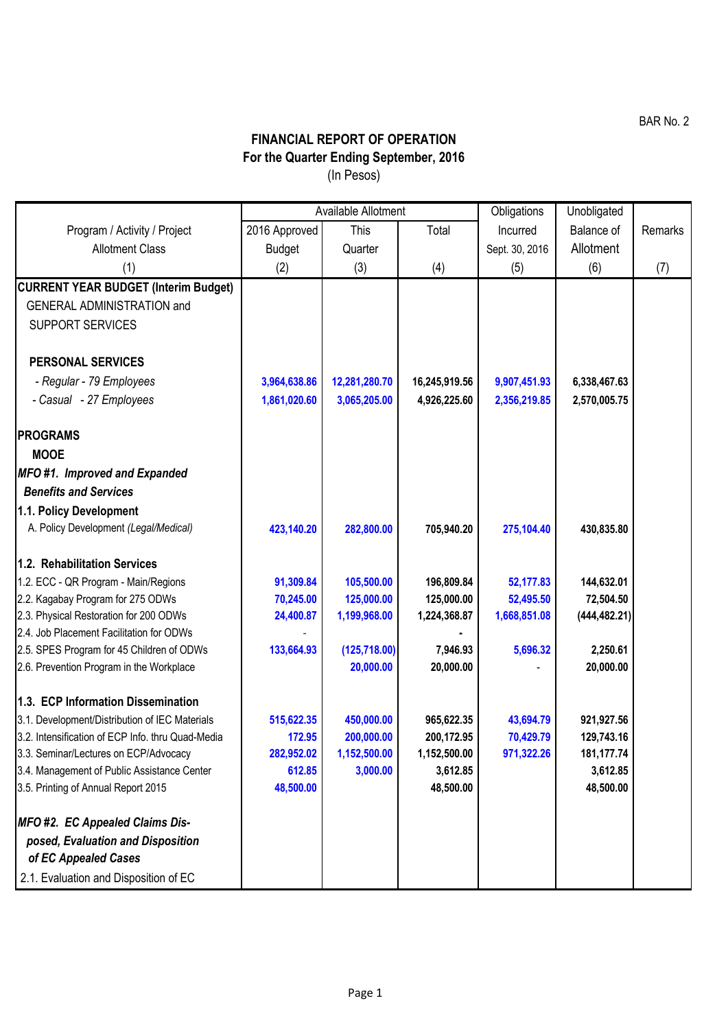BAR No. 2

# FINANCIAL REPORT OF OPERATION
## For the Quarter Ending September, 2016
(In Pesos)

| Program / Activity / Project Allotment Class | Available Allotment | | | Obligations Incurred Sept. 30, 2016 | Unobligated Balance of Allotment | Remarks |
|---|---|---|---|---|---|---|
| | 2016 Approved Budget | This Quarter | Total | | | |
| (1) | (2) | (3) | (4) | (5) | (6) | (7) |
| **CURRENT YEAR BUDGET (Interim Budget)** | | | | | | |
| GENERAL ADMINISTRATION and SUPPORT SERVICES | | | | | | |
| **PERSONAL SERVICES** | | | | | | |
| *- Regular - 79 Employees* | 3,964,638.86 | 12,281,280.70 | 16,245,919.56 | 9,907,451.93 | 6,338,467.63 | |
| *- Casual - 27 Employees* | 1,861,020.60 | 3,065,205.00 | 4,926,225.60 | 2,356,219.85 | 2,570,005.75 | |
| **PROGRAMS** | | | | | | |
| **MOOE** | | | | | | |
| ***MFO #1. Improved and Expanded Benefits and Services*** | | | | | | |
| **1.1. Policy Development** | | | | | | |
| A. Policy Development *(Legal/Medical)* | 423,140.20 | 282,800.00 | 705,940.20 | 275,104.40 | 430,835.80 | |
| **1.2. Rehabilitation Services** | | | | | | |
| 1.2. ECC - QR Program - Main/Regions | 91,309.84 | 105,500.00 | 196,809.84 | 52,177.83 | 144,632.01 | |
| 2.2. Kagabay Program for 275 ODWs | 70,245.00 | 125,000.00 | 125,000.00 | 52,495.50 | 72,504.50 | |
| 2.3. Physical Restoration for 200 ODWs | 24,400.87 | 1,199,968.00 | 1,224,368.87 | 1,668,851.08 | (444,482.21) | |
| 2.4. Job Placement Facilitation for ODWs | - | | - | | | |
| 2.5. SPES Program for 45 Children of ODWs | 133,664.93 | (125,718.00) | 7,946.93 | 5,696.32 | 2,250.61 | |
| 2.6. Prevention Program in the Workplace | | 20,000.00 | 20,000.00 | - | 20,000.00 | |
| **1.3. ECP Information Dissemination** | | | | | | |
| 3.1. Development/Distribution of IEC Materials | 515,622.35 | 450,000.00 | 965,622.35 | 43,694.79 | 921,927.56 | |
| 3.2. Intensification of ECP Info. thru Quad-Media | 172.95 | 200,000.00 | 200,172.95 | 70,429.79 | 129,743.16 | |
| 3.3. Seminar/Lectures on ECP/Advocacy | 282,952.02 | 1,152,500.00 | 1,152,500.00 | 971,322.26 | 181,177.74 | |
| 3.4. Management of Public Assistance Center | 612.85 | 3,000.00 | 3,612.85 | | 3,612.85 | |
| 3.5. Printing of Annual Report 2015 | 48,500.00 | | 48,500.00 | | 48,500.00 | |
| ***MFO #2. EC Appealed Claims Dis-posed, Evaluation and Disposition of EC Appealed Cases*** | | | | | | |
| 2.1. Evaluation and Disposition of EC | | | | | | |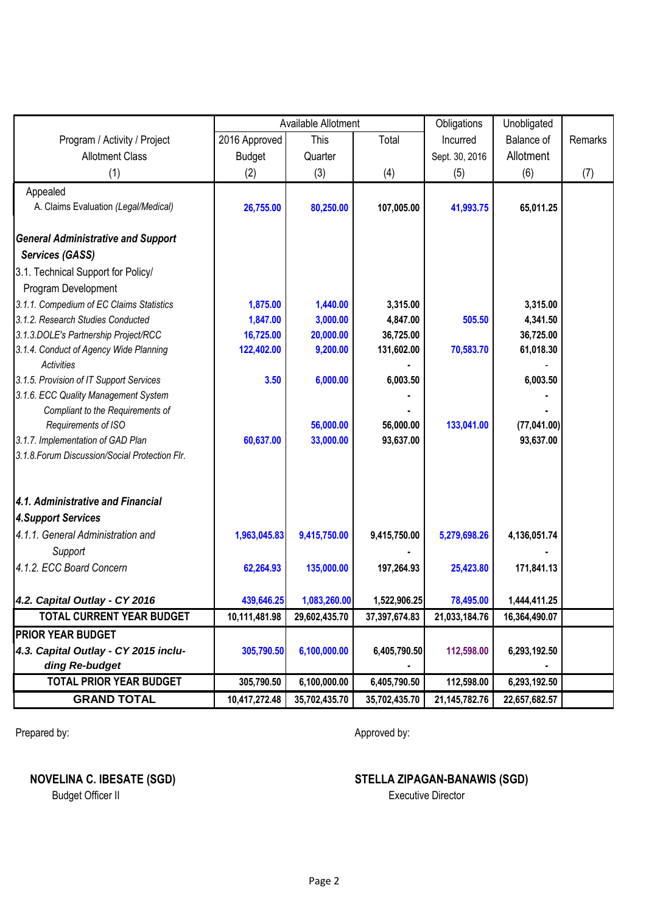| Program / Activity / Project Allotment Class (1) | Available Allotment 2016 Approved Budget (2) | This Quarter (3) | Total (4) | Obligations Incurred Sept. 30, 2016 (5) | Unobligated Balance of Allotment (6) | Remarks (7) |
|---|---|---|---|---|---|---|
| Appealed | | | | | | |
| A. Claims Evaluation *(Legal/Medical)* | 26,755.00 | 80,250.00 | 107,005.00 | 41,993.75 | 65,011.25 | |
| ***General Administrative and Support Services (GASS)*** | | | | | | |
| 3.1. Technical Support for Policy/ Program Development | | | | | | |
| *3.1.1. Compedium of EC Claims Statistics* | 1,875.00 | 1,440.00 | 3,315.00 | | 3,315.00 | |
| *3.1.2. Research Studies Conducted* | 1,847.00 | 3,000.00 | 4,847.00 | 505.50 | 4,341.50 | |
| *3.1.3.DOLE's Partnership Project/RCC* | 16,725.00 | 20,000.00 | 36,725.00 | | 36,725.00 | |
| *3.1.4. Conduct of Agency Wide Planning* | 122,402.00 | 9,200.00 | 131,602.00 | 70,583.70 | 61,018.30 | |
| *Activities* | | | - | | - | |
| *3.1.5. Provision of IT Support Services* | 3.50 | 6,000.00 | 6,003.50 | | 6,003.50 | |
| *3.1.6. ECC Quality Management System* | | | - | | - | |
| *Compliant to the Requirements of* | | | - | | - | |
| *Requirements of ISO* | | 56,000.00 | 56,000.00 | 133,041.00 | (77,041.00) | |
| *3.1.7. Implementation of GAD Plan* | 60,637.00 | 33,000.00 | 93,637.00 | | 93,637.00 | |
| *3.1.8.Forum Discussion/Social Protection Flr.* | | | | | | |
| ***4.1. Administrative and Financial 4.Support Services*** | | | | | | |
| *4.1.1. General Administration and* | 1,963,045.83 | 9,415,750.00 | 9,415,750.00 | 5,279,698.26 | 4,136,051.74 | |
| *Support* | | | - | | - | |
| *4.1.2. ECC Board Concern* | 62,264.93 | 135,000.00 | 197,264.93 | 25,423.80 | 171,841.13 | |
| ***4.2. Capital Outlay - CY 2016*** | 439,646.25 | 1,083,260.00 | 1,522,906.25 | 78,495.00 | 1,444,411.25 | |
| **TOTAL CURRENT YEAR BUDGET** | 10,111,481.98 | 29,602,435.70 | 37,397,674.83 | 21,033,184.76 | 16,364,490.07 | |
| **PRIOR YEAR BUDGET** | | | | | | |
| ***4.3. Capital Outlay - CY 2015 inclu-*** | 305,790.50 | 6,100,000.00 | 6,405,790.50 | 112,598.00 | 6,293,192.50 | |
| ***ding Re-budget*** | | | - | | - | |
| **TOTAL PRIOR YEAR BUDGET** | 305,790.50 | 6,100,000.00 | 6,405,790.50 | 112,598.00 | 6,293,192.50 | |
| **GRAND TOTAL** | 10,417,272.48 | 35,702,435.70 | 35,702,435.70 | 21,145,782.76 | 22,657,682.57 | |

Prepared by:

**NOVELINA C. IBESATE (SGD)**
Budget Officer II

Approved by:

**STELLA ZIPAGAN-BANAWIS (SGD)**
Executive Director